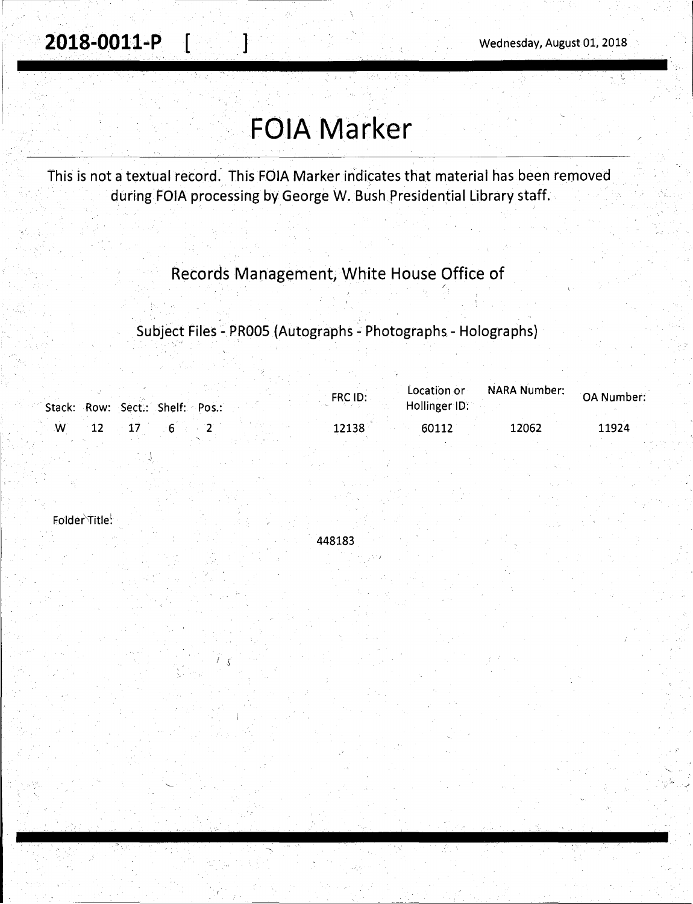**2018-0011-P** [ ]

Wednesday, August 01, 2018

# FOIA Marker

This is not a textual record. This FOIA Marker indicates that material has been removed during FOIA processing by George W. Bush Presidential Library staff.

Records Management, White House Office of

Subject Files - PR005 (Autographs - Photographs - Holographs)

| Stack: | Row: | Sect.: | Shelf: | Pos.: | FRC ID: | Location or Hollinger ID: | NARA Number: | OA Number: |
|---|---|---|---|---|---|---|---|---|
| W | 12 | 17 | 6 | 2 | 12138 | 60112 | 12062 | 11924 |

Folder Title:

448183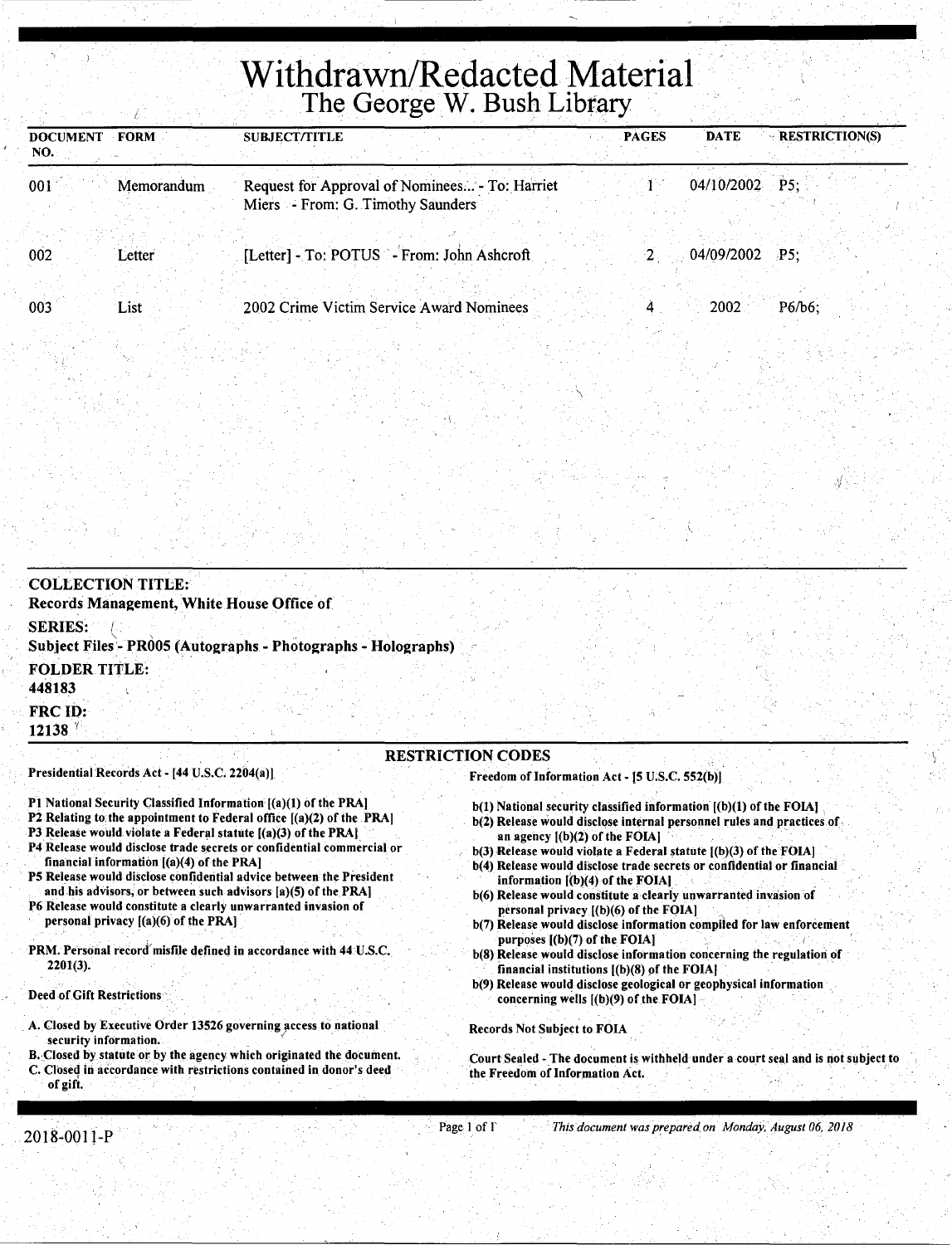# Withdrawn/Redacted Material

## The George W. Bush Library

| DOCUMENT NO. | FORM | SUBJECT/TITLE | PAGES | DATE | RESTRICTION(S) |
|---|---|---|---|---|---|
| 001 | Memorandum | Request for Approval of Nominees... - To: Harriet Miers - From: G. Timothy Saunders | 1 | 04/10/2002 | P5; |
| 002 | Letter | [Letter] - To: POTUS - From: John Ashcroft | 2 | 04/09/2002 | P5; |
| 003 | List | 2002 Crime Victim Service Award Nominees | 4 | 2002 | P6/b6; |

**COLLECTION TITLE:**
Records Management, White House Office of

**SERIES:**
Subject Files - PR005 (Autographs - Photographs - Holographs)

**FOLDER TITLE:**
448183

**FRC ID:**
12138

### RESTRICTION CODES

**Presidential Records Act - [44 U.S.C. 2204(a)]**

P1 National Security Classified Information [(a)(1) of the PRA]
P2 Relating to the appointment to Federal office [(a)(2) of the PRA]
P3 Release would violate a Federal statute [(a)(3) of the PRA]
P4 Release would disclose trade secrets or confidential commercial or financial information [(a)(4) of the PRA]
P5 Release would disclose confidential advice between the President and his advisors, or between such advisors [a)(5) of the PRA]
P6 Release would constitute a clearly unwarranted invasion of personal privacy [(a)(6) of the PRA]

PRM. Personal record misfile defined in accordance with 44 U.S.C. 2201(3).

**Deed of Gift Restrictions**

A. Closed by Executive Order 13526 governing access to national security information.
B. Closed by statute or by the agency which originated the document.
C. Closed in accordance with restrictions contained in donor's deed of gift.

**Freedom of Information Act - [5 U.S.C. 552(b)]**

b(1) National security classified information [(b)(1) of the FOIA]
b(2) Release would disclose internal personnel rules and practices of an agency [(b)(2) of the FOIA]
b(3) Release would violate a Federal statute [(b)(3) of the FOIA]
b(4) Release would disclose trade secrets or confidential or financial information [(b)(4) of the FOIA]
b(6) Release would constitute a clearly unwarranted invasion of personal privacy [(b)(6) of the FOIA]
b(7) Release would disclose information compiled for law enforcement purposes [(b)(7) of the FOIA]
b(8) Release would disclose information concerning the regulation of financial institutions [(b)(8) of the FOIA]
b(9) Release would disclose geological or geophysical information concerning wells [(b)(9) of the FOIA]

**Records Not Subject to FOIA**

Court Sealed - The document is withheld under a court seal and is not subject to the Freedom of Information Act.

2018-0011-P

*This document was prepared on Monday, August 06, 2018*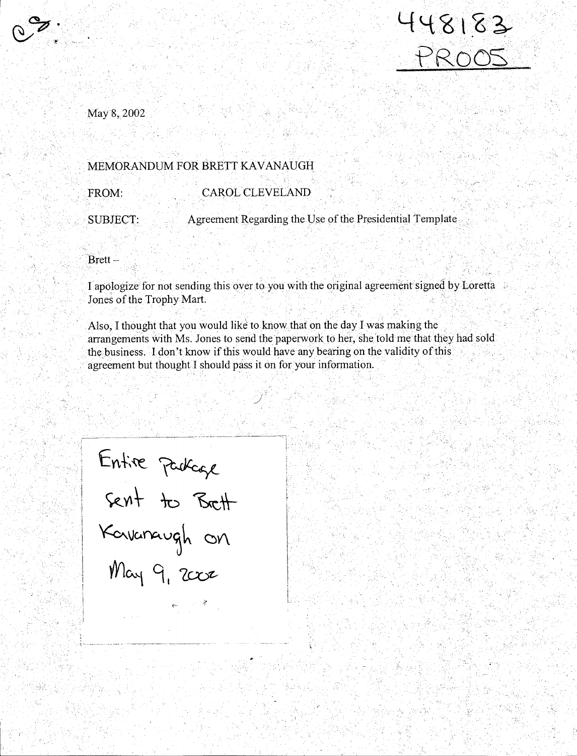448183
PR005

May 8, 2002

MEMORANDUM FOR BRETT KAVANAUGH

FROM: CAROL CLEVELAND

SUBJECT: Agreement Regarding the Use of the Presidential Template

Brett –

I apologize for not sending this over to you with the original agreement signed by Loretta Jones of the Trophy Mart.

Also, I thought that you would like to know that on the day I was making the arrangements with Ms. Jones to send the paperwork to her, she told me that they had sold the business. I don't know if this would have any bearing on the validity of this agreement but thought I should pass it on for your information.

Entire Package sent to Brett Kavanaugh on May 9, 2002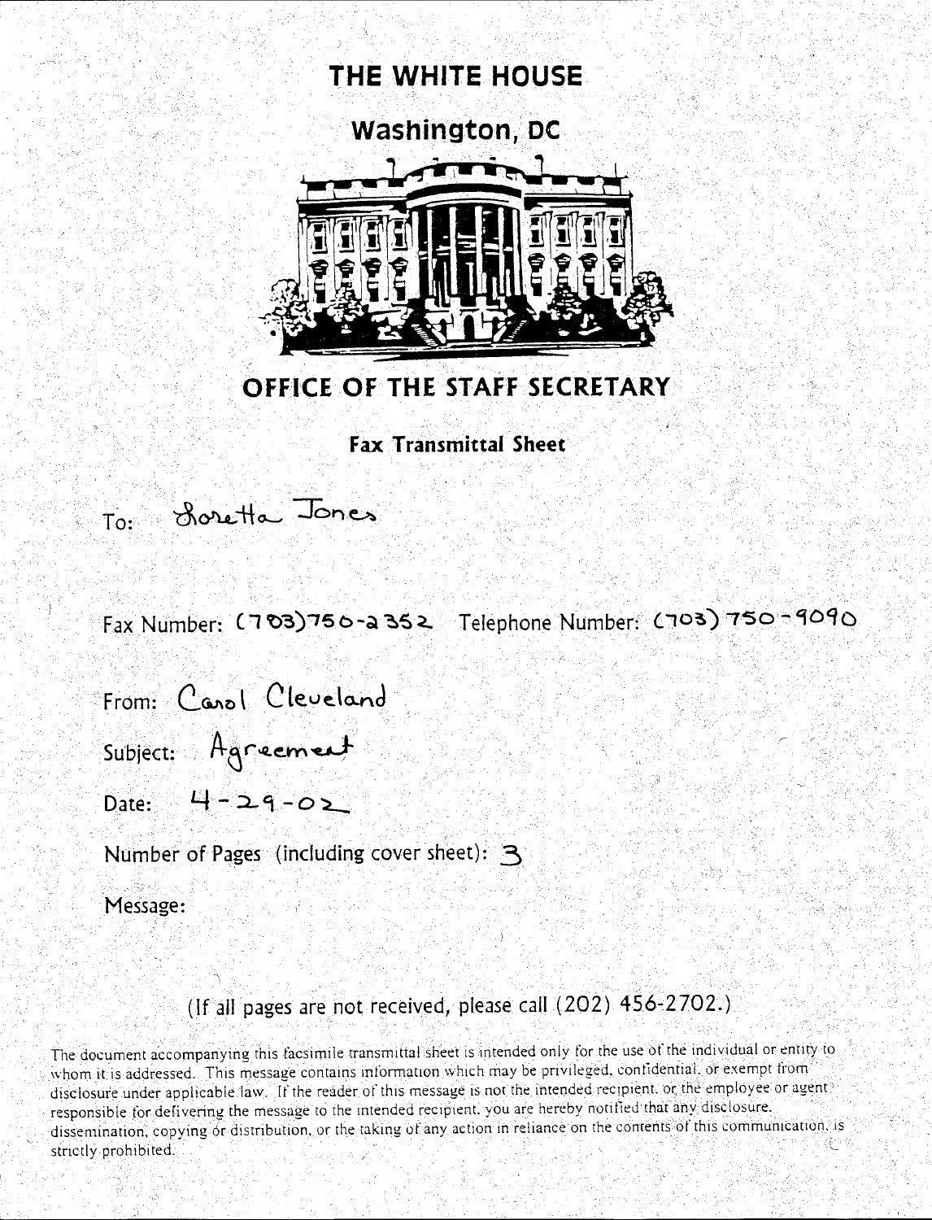# THE WHITE HOUSE

## Washington, DC

## OFFICE OF THE STAFF SECRETARY

### Fax Transmittal Sheet

To: Loretta Jones

Fax Number: (703)750-2352 Telephone Number: (703) 750-9090

From: Carol Cleveland

Subject: Agreement

Date: 4-29-02

Number of Pages (including cover sheet): 3

Message:

(If all pages are not received, please call (202) 456-2702.)

The document accompanying this facsimile transmittal sheet is intended only for the use of the individual or entity to whom it is addressed. This message contains information which may be privileged, confidential, or exempt from disclosure under applicable law. If the reader of this message is not the intended recipient, or the employee or agent responsible for delivering the message to the intended recipient, you are hereby notified that any disclosure, dissemination, copying or distribution, or the taking of any action in reliance on the contents of this communication, is strictly prohibited.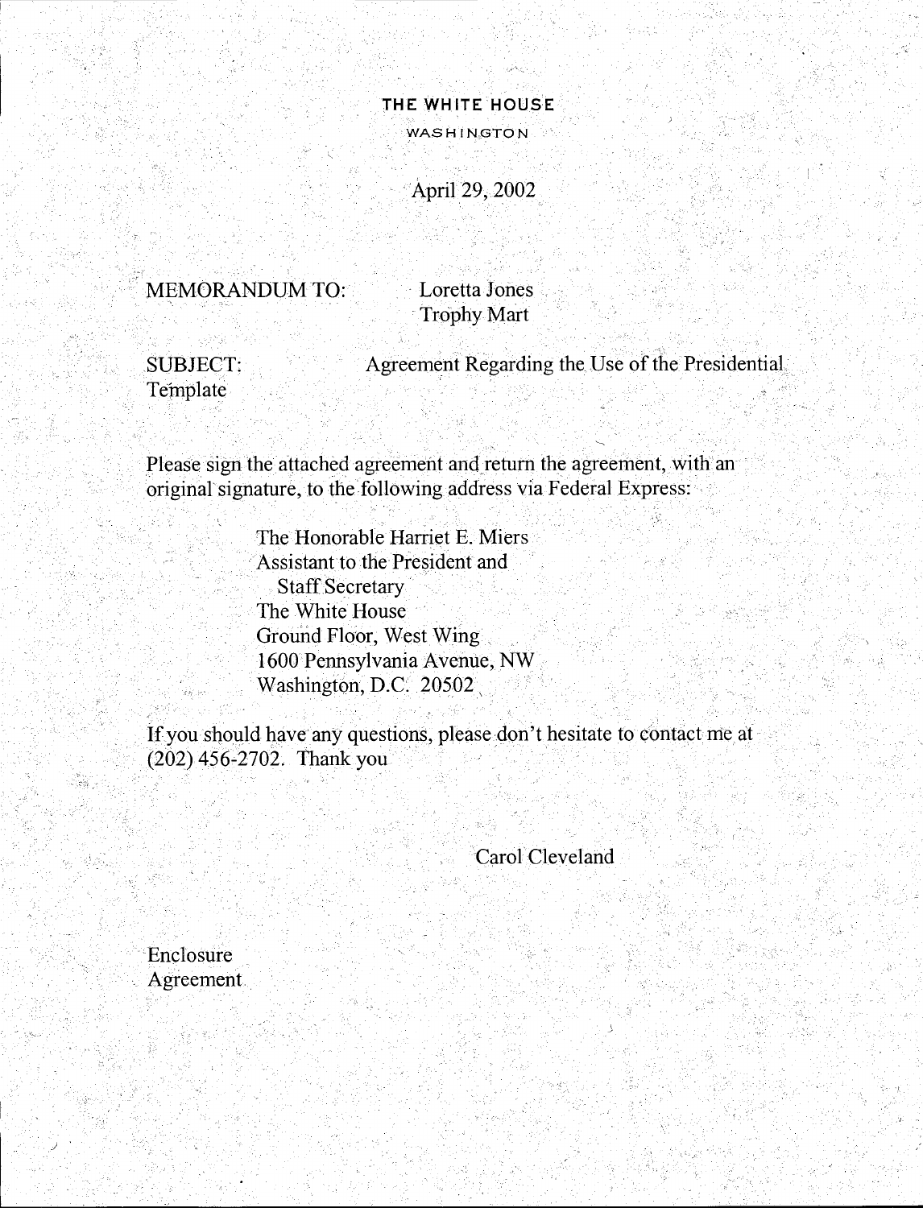THE WHITE HOUSE

WASHINGTON

April 29, 2002

MEMORANDUM TO: Loretta Jones
Trophy Mart

SUBJECT: Agreement Regarding the Use of the Presidential Template

Please sign the attached agreement and return the agreement, with an original signature, to the following address via Federal Express:

> The Honorable Harriet E. Miers
> Assistant to the President and
> Staff Secretary
> The White House
> Ground Floor, West Wing
> 1600 Pennsylvania Avenue, NW
> Washington, D.C. 20502

If you should have any questions, please don't hesitate to contact me at (202) 456-2702. Thank you

Carol Cleveland

Enclosure
Agreement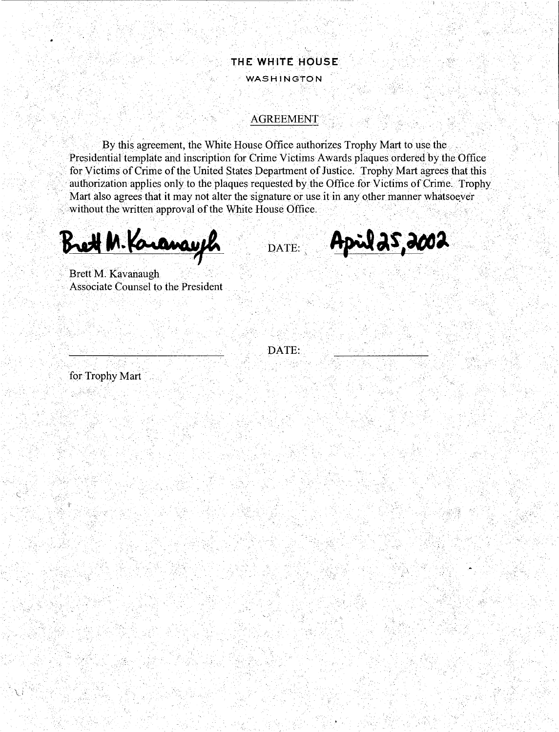# THE WHITE HOUSE

WASHINGTON

## AGREEMENT

By this agreement, the White House Office authorizes Trophy Mart to use the Presidential template and inscription for Crime Victims Awards plaques ordered by the Office for Victims of Crime of the United States Department of Justice. Trophy Mart agrees that this authorization applies only to the plaques requested by the Office for Victims of Crime. Trophy Mart also agrees that it may not alter the signature or use it in any other manner whatsoever without the written approval of the White House Office.

Brett M. Kavanaugh DATE: April 25, 2002

Brett M. Kavanaugh
Associate Counsel to the President

\_\_\_\_\_\_\_\_\_\_\_\_\_\_\_\_\_\_\_\_\_\_\_\_\_\_\_\_ DATE: \_\_\_\_\_\_\_\_\_\_\_\_\_\_\_\_

for Trophy Mart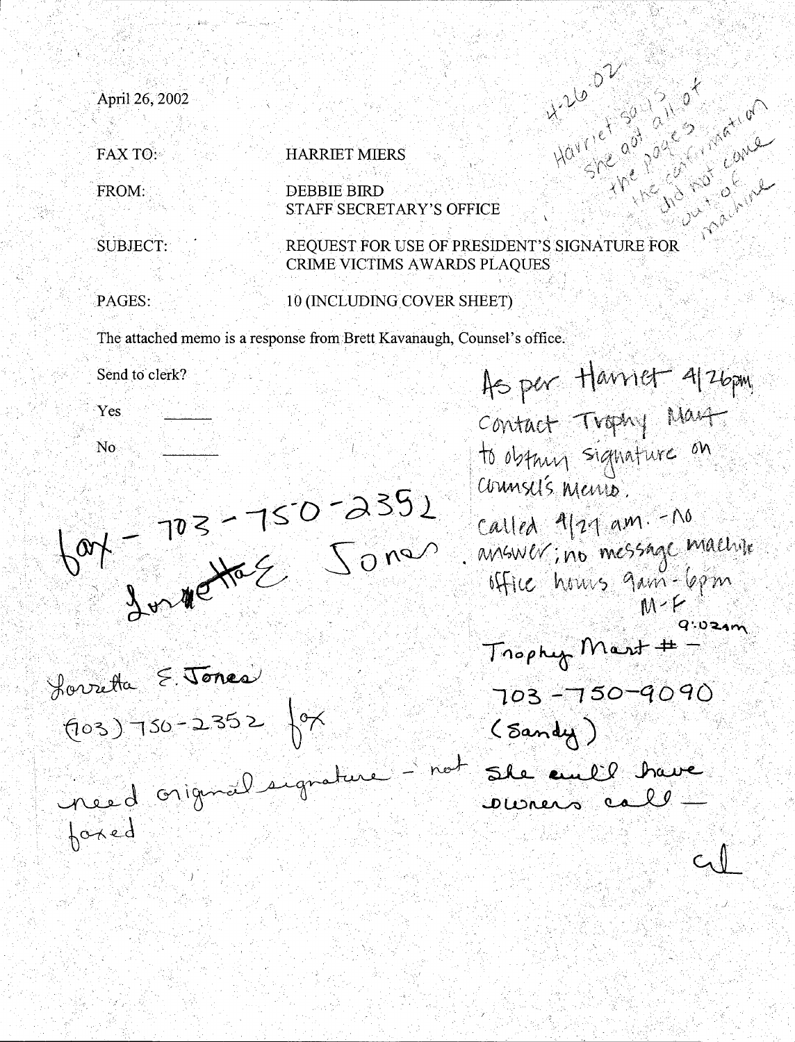April 26, 2002

FAX TO: HARRIET MIERS

FROM: DEBBIE BIRD
STAFF SECRETARY'S OFFICE

SUBJECT: REQUEST FOR USE OF PRESIDENT'S SIGNATURE FOR CRIME VICTIMS AWARDS PLAQUES

PAGES: 10 (INCLUDING COVER SHEET)

The attached memo is a response from Brett Kavanaugh, Counsel's office.

Send to clerk?

Yes ______

No ______

4-26-02
Harriet says she got all of the pages the confirmation did not come out of machine

As per Harriet 4/26pm, contact Trophy Mart to obtain signature on counsel's memo.

called 4/27 am. - no answer; no message machine office hours 9am-6pm M-F

fax - 703-750-2352
Loretta E. Jones

9:02am
Trophy Mart # -
703-750-9090
(Sandy)

Lorretta E. Jones
(703) 750-2352 fax

need original signature - not faxed

She will have owners call —

al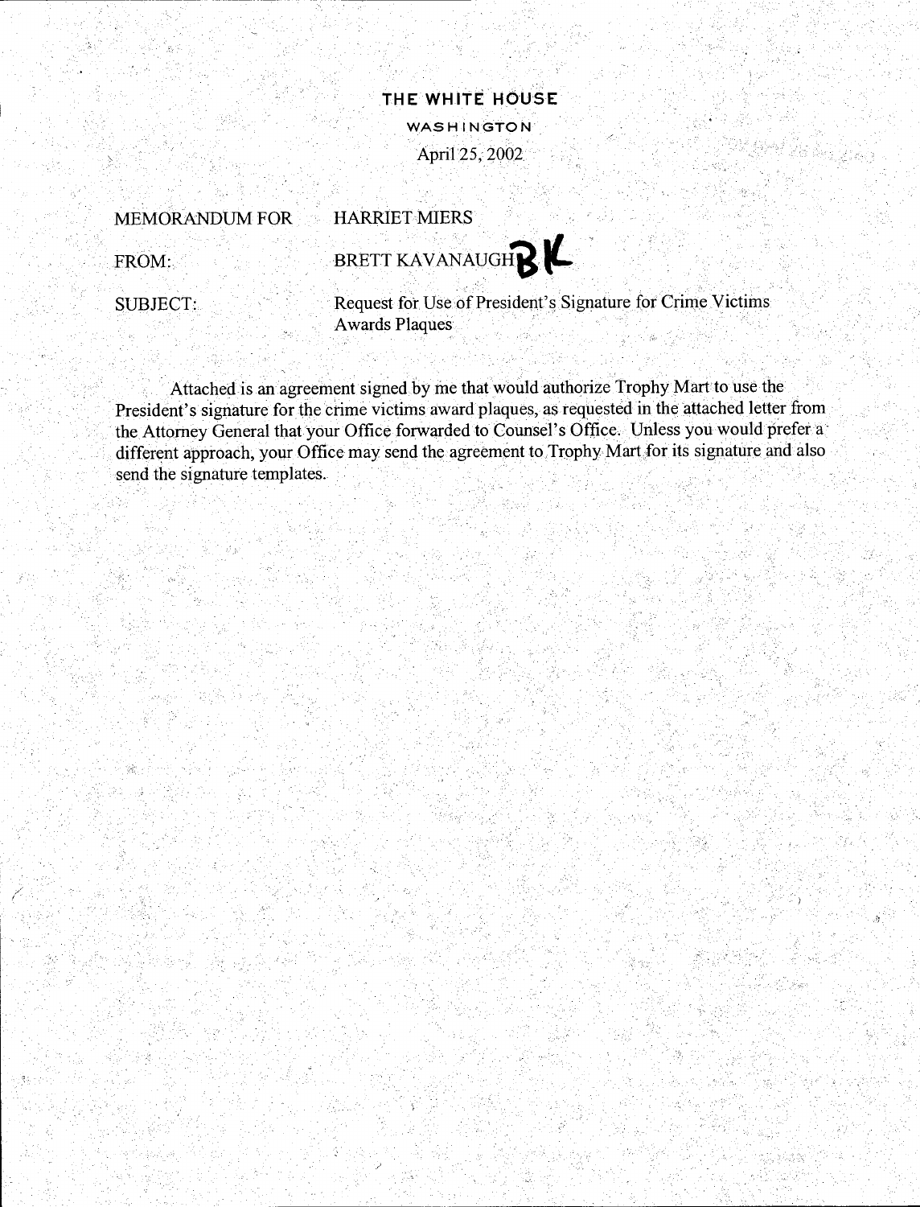**THE WHITE HOUSE**

WASHINGTON

April 25, 2002

MEMORANDUM FOR HARRIET MIERS

FROM: BRETT KAVANAUGH BK

SUBJECT: Request for Use of President's Signature for Crime Victims Awards Plaques

Attached is an agreement signed by me that would authorize Trophy Mart to use the President's signature for the crime victims award plaques, as requested in the attached letter from the Attorney General that your Office forwarded to Counsel's Office. Unless you would prefer a different approach, your Office may send the agreement to Trophy Mart for its signature and also send the signature templates.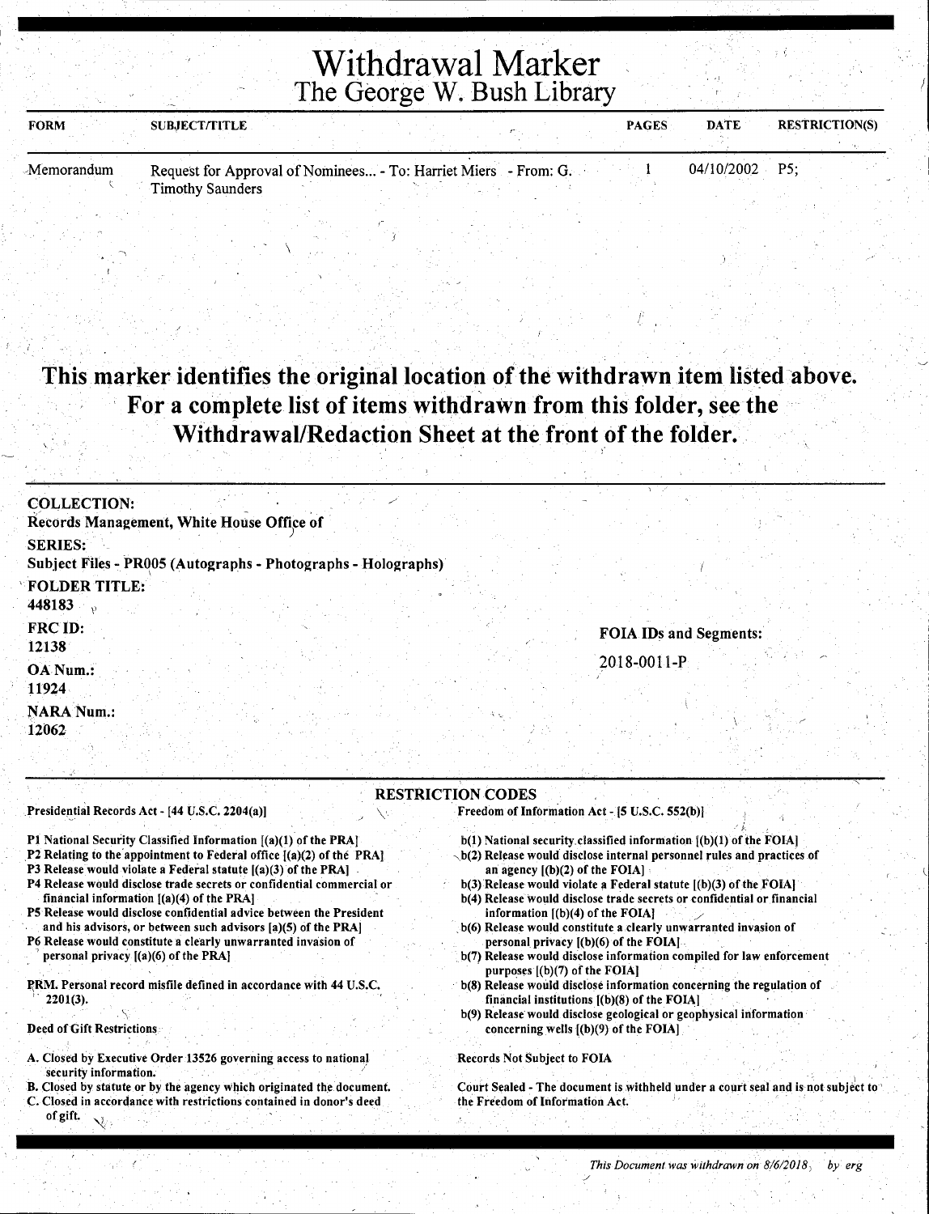# Withdrawal Marker
## The George W. Bush Library

| FORM | SUBJECT/TITLE | PAGES | DATE | RESTRICTION(S) |
|---|---|---|---|---|
| Memorandum | Request for Approval of Nominees... - To: Harriet Miers - From: G. Timothy Saunders | 1 | 04/10/2002 | P5; |

**This marker identifies the original location of the withdrawn item listed above. For a complete list of items withdrawn from this folder, see the Withdrawal/Redaction Sheet at the front of the folder.**

**COLLECTION:**
**Records Management, White House Office of**

**SERIES:**
**Subject Files - PR005 (Autographs - Photographs - Holographs)**

**FOLDER TITLE:**
**448183**

**FRC ID:**
**12138**

**OA Num.:**
**11924**

**NARA Num.:**
**12062**

**FOIA IDs and Segments:**

2018-0011-P

**RESTRICTION CODES**

Presidential Records Act - [44 U.S.C. 2204(a)]

- P1 National Security Classified Information [(a)(1) of the PRA]
- P2 Relating to the appointment to Federal office [(a)(2) of the PRA]
- P3 Release would violate a Federal statute [(a)(3) of the PRA]
- P4 Release would disclose trade secrets or confidential commercial or financial information [(a)(4) of the PRA]
- P5 Release would disclose confidential advice between the President and his advisors, or between such advisors [a)(5) of the PRA]
- P6 Release would constitute a clearly unwarranted invasion of personal privacy [(a)(6) of the PRA]

PRM. Personal record misfile defined in accordance with 44 U.S.C. 2201(3).

Deed of Gift Restrictions

- A. Closed by Executive Order 13526 governing access to national security information.
- B. Closed by statute or by the agency which originated the document.
- C. Closed in accordance with restrictions contained in donor's deed of gift.

Freedom of Information Act - [5 U.S.C. 552(b)]

- b(1) National security classified information [(b)(1) of the FOIA]
- b(2) Release would disclose internal personnel rules and practices of an agency [(b)(2) of the FOIA]
- b(3) Release would violate a Federal statute [(b)(3) of the FOIA]
- b(4) Release would disclose trade secrets or confidential or financial information [(b)(4) of the FOIA]
- b(6) Release would constitute a clearly unwarranted invasion of personal privacy [(b)(6) of the FOIA]
- b(7) Release would disclose information compiled for law enforcement purposes [(b)(7) of the FOIA]
- b(8) Release would disclose information concerning the regulation of financial institutions [(b)(8) of the FOIA]
- b(9) Release would disclose geological or geophysical information concerning wells [(b)(9) of the FOIA]

Records Not Subject to FOIA

Court Sealed - The document is withheld under a court seal and is not subject to the Freedom of Information Act.

*This Document was withdrawn on 8/6/2018 by erg*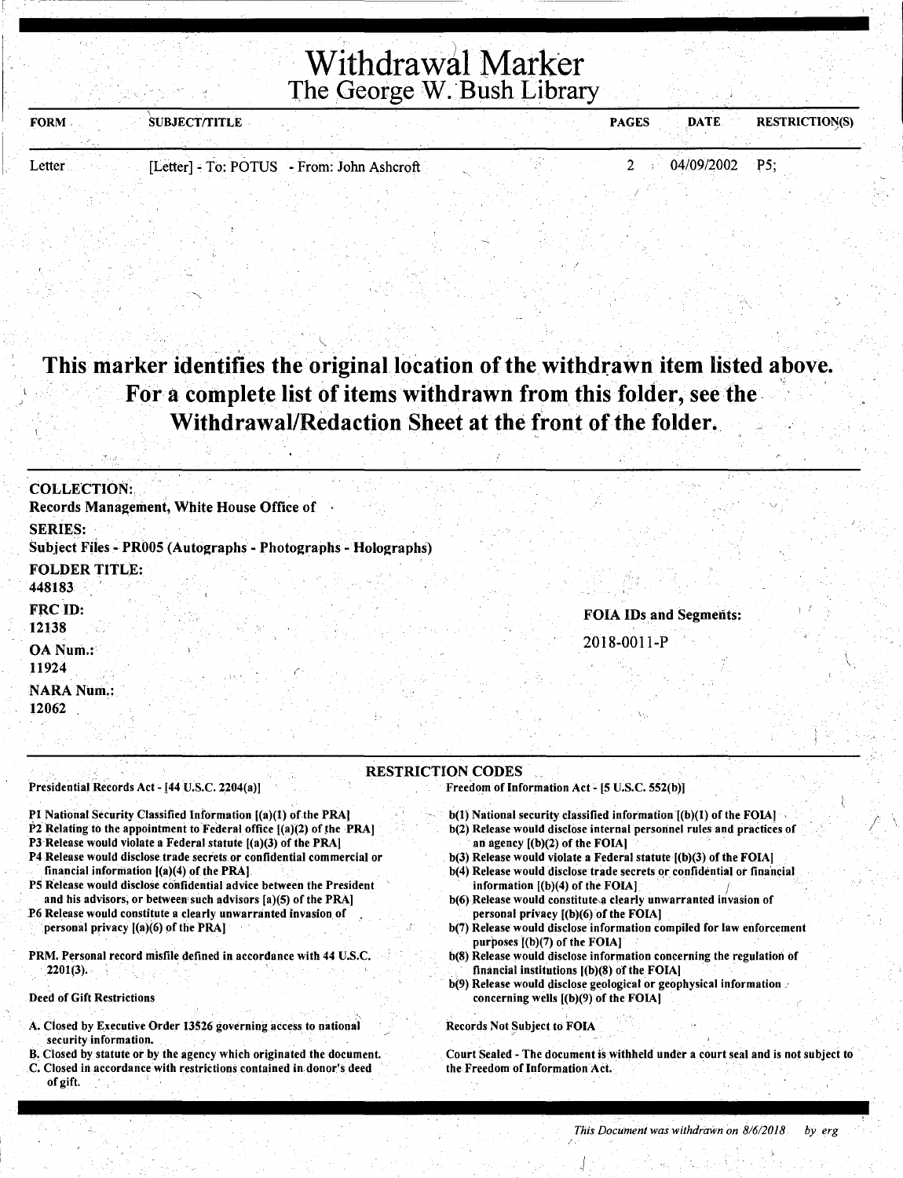# Withdrawal Marker
## The George W. Bush Library

| FORM | SUBJECT/TITLE | PAGES | DATE | RESTRICTION(S) |
|---|---|---|---|---|
| Letter | [Letter] - To: POTUS - From: John Ashcroft | 2 | 04/09/2002 | P5; |

**This marker identifies the original location of the withdrawn item listed above. For a complete list of items withdrawn from this folder, see the Withdrawal/Redaction Sheet at the front of the folder.**

**COLLECTION:**
Records Management, White House Office of

**SERIES:**
Subject Files - PR005 (Autographs - Photographs - Holographs)

**FOLDER TITLE:**
448183

**FRC ID:**
12138

**OA Num.:**
11924

**NARA Num.:**
12062

**FOIA IDs and Segments:**
2018-0011-P

### RESTRICTION CODES

**Presidential Records Act - [44 U.S.C. 2204(a)]**

P1 National Security Classified Information [(a)(1) of the PRA]
P2 Relating to the appointment to Federal office [(a)(2) of the PRA]
P3 Release would violate a Federal statute [(a)(3) of the PRA]
P4 Release would disclose trade secrets or confidential commercial or financial information [(a)(4) of the PRA]
P5 Release would disclose confidential advice between the President and his advisors, or between such advisors [a)(5) of the PRA]
P6 Release would constitute a clearly unwarranted invasion of personal privacy [(a)(6) of the PRA]

PRM. Personal record misfile defined in accordance with 44 U.S.C. 2201(3).

**Deed of Gift Restrictions**

A. Closed by Executive Order 13526 governing access to national security information.
B. Closed by statute or by the agency which originated the document.
C. Closed in accordance with restrictions contained in donor's deed of gift.

**Freedom of Information Act - [5 U.S.C. 552(b)]**

b(1) National security classified information [(b)(1) of the FOIA]
b(2) Release would disclose internal personnel rules and practices of an agency [(b)(2) of the FOIA]
b(3) Release would violate a Federal statute [(b)(3) of the FOIA]
b(4) Release would disclose trade secrets or confidential or financial information [(b)(4) of the FOIA]
b(6) Release would constitute a clearly unwarranted invasion of personal privacy [(b)(6) of the FOIA]
b(7) Release would disclose information compiled for law enforcement purposes [(b)(7) of the FOIA]
b(8) Release would disclose information concerning the regulation of financial institutions [(b)(8) of the FOIA]
b(9) Release would disclose geological or geophysical information concerning wells [(b)(9) of the FOIA]

Records Not Subject to FOIA

Court Sealed - The document is withheld under a court seal and is not subject to the Freedom of Information Act.

*This Document was withdrawn on 8/6/2018 by erg*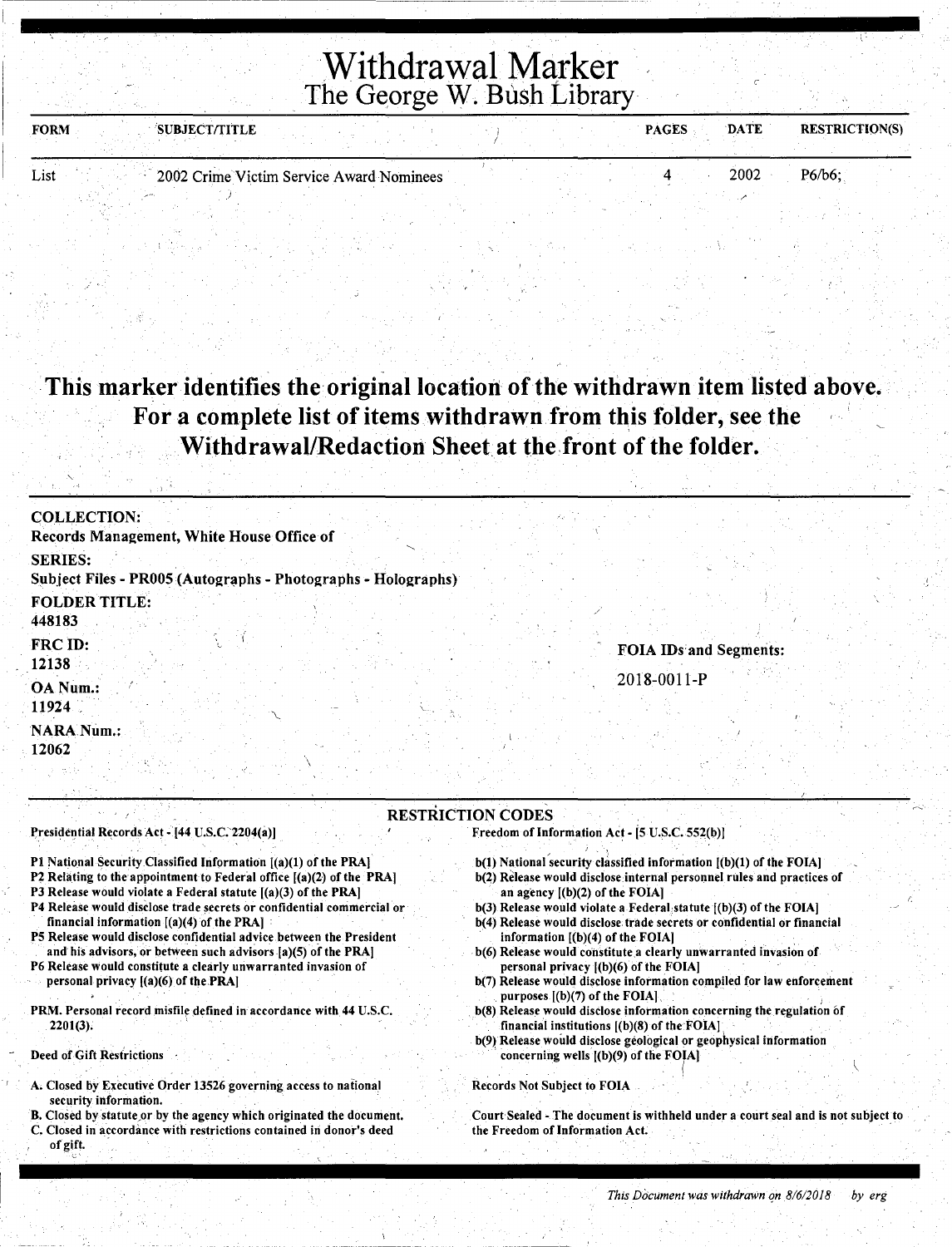# Withdrawal Marker
## The George W. Bush Library

| FORM | SUBJECT/TITLE | PAGES | DATE | RESTRICTION(S) |
|---|---|---|---|---|
| List | 2002 Crime Victim Service Award Nominees | 4 | 2002 | P6/b6; |

**This marker identifies the original location of the withdrawn item listed above. For a complete list of items withdrawn from this folder, see the Withdrawal/Redaction Sheet at the front of the folder.**

**COLLECTION:**
Records Management, White House Office of

**SERIES:**
Subject Files - PR005 (Autographs - Photographs - Holographs)

**FOLDER TITLE:**
448183

**FRC ID:**
12138

**OA Num.:**
11924

**NARA Num.:**
12062

**FOIA IDs and Segments:**
2018-0011-P

### RESTRICTION CODES

Presidential Records Act - [44 U.S.C. 2204(a)]

P1 National Security Classified Information [(a)(1) of the PRA]
P2 Relating to the appointment to Federal office [(a)(2) of the PRA]
P3 Release would violate a Federal statute [(a)(3) of the PRA]
P4 Release would disclose trade secrets or confidential commercial or financial information [(a)(4) of the PRA]
P5 Release would disclose confidential advice between the President and his advisors, or between such advisors [a)(5) of the PRA]
P6 Release would constitute a clearly unwarranted invasion of personal privacy [(a)(6) of the PRA]

PRM. Personal record misfile defined in accordance with 44 U.S.C. 2201(3).

Deed of Gift Restrictions

A. Closed by Executive Order 13526 governing access to national security information.
B. Closed by statute or by the agency which originated the document.
C. Closed in accordance with restrictions contained in donor's deed of gift.

Freedom of Information Act - [5 U.S.C. 552(b)]

b(1) National security classified information [(b)(1) of the FOIA]
b(2) Release would disclose internal personnel rules and practices of an agency [(b)(2) of the FOIA]
b(3) Release would violate a Federal statute [(b)(3) of the FOIA]
b(4) Release would disclose trade secrets or confidential or financial information [(b)(4) of the FOIA]
b(6) Release would constitute a clearly unwarranted invasion of personal privacy [(b)(6) of the FOIA]
b(7) Release would disclose information compiled for law enforcement purposes [(b)(7) of the FOIA]
b(8) Release would disclose information concerning the regulation of financial institutions [(b)(8) of the FOIA]
b(9) Release would disclose geological or geophysical information concerning wells [(b)(9) of the FOIA]

Records Not Subject to FOIA

Court Sealed - The document is withheld under a court seal and is not subject to the Freedom of Information Act.

*This Document was withdrawn on 8/6/2018 by erg*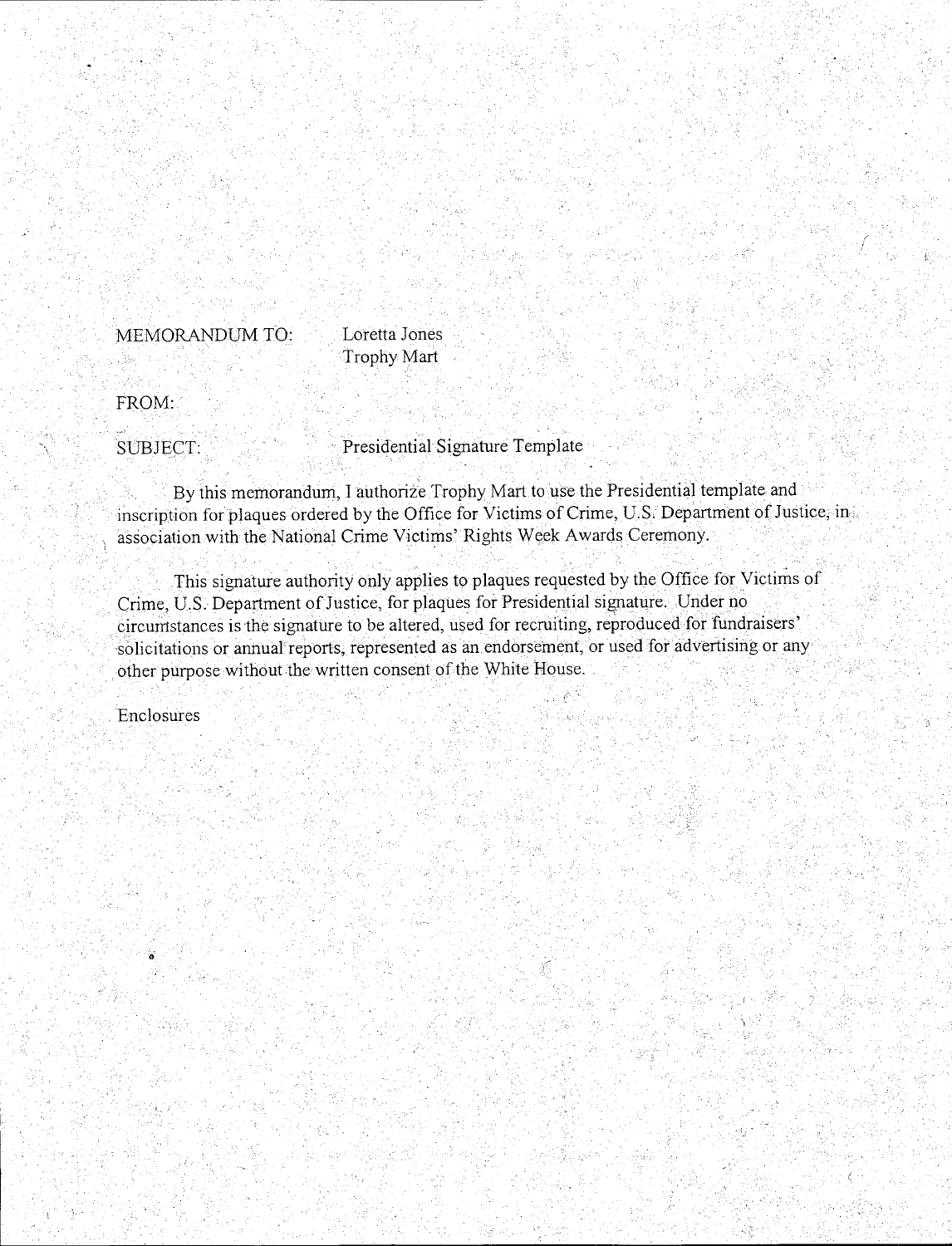MEMORANDUM TO: Loretta Jones
Trophy Mart

FROM:

SUBJECT: Presidential Signature Template

By this memorandum, I authorize Trophy Mart to use the Presidential template and inscription for plaques ordered by the Office for Victims of Crime, U.S. Department of Justice, in association with the National Crime Victims' Rights Week Awards Ceremony.

This signature authority only applies to plaques requested by the Office for Victims of Crime, U.S. Department of Justice, for plaques for Presidential signature. Under no circumstances is the signature to be altered, used for recruiting, reproduced for fundraisers' solicitations or annual reports, represented as an endorsement, or used for advertising or any other purpose without the written consent of the White House.

Enclosures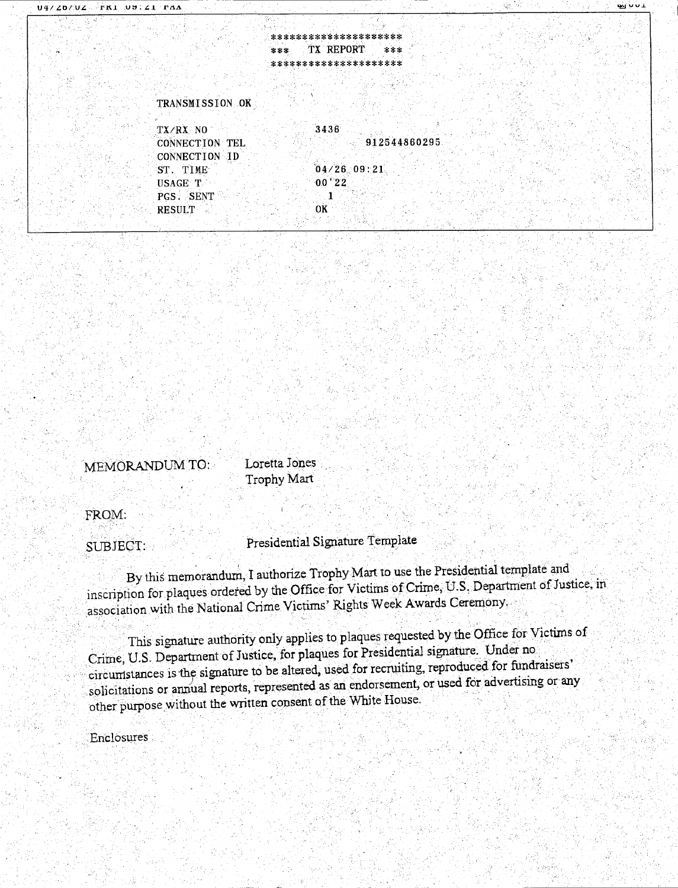*********************
\*\*\* TX REPORT \*\*\*
*********************

TRANSMISSION OK

| | |
|---|---|
| TX/RX NO | 3436 |
| CONNECTION TEL | 912544860295 |
| CONNECTION ID | |
| ST. TIME | 04/26 09:21 |
| USAGE T | 00'22 |
| PGS. SENT | 1 |
| RESULT | OK |

MEMORANDUM TO: Loretta Jones
Trophy Mart

FROM:

SUBJECT: Presidential Signature Template

By this memorandum, I authorize Trophy Mart to use the Presidential template and inscription for plaques ordered by the Office for Victims of Crime, U.S. Department of Justice, in association with the National Crime Victims' Rights Week Awards Ceremony.

This signature authority only applies to plaques requested by the Office for Victims of Crime, U.S. Department of Justice, for plaques for Presidential signature. Under no circumstances is the signature to be altered, used for recruiting, reproduced for fundraisers' solicitations or annual reports, represented as an endorsement, or used for advertising or any other purpose without the written consent of the White House.

Enclosures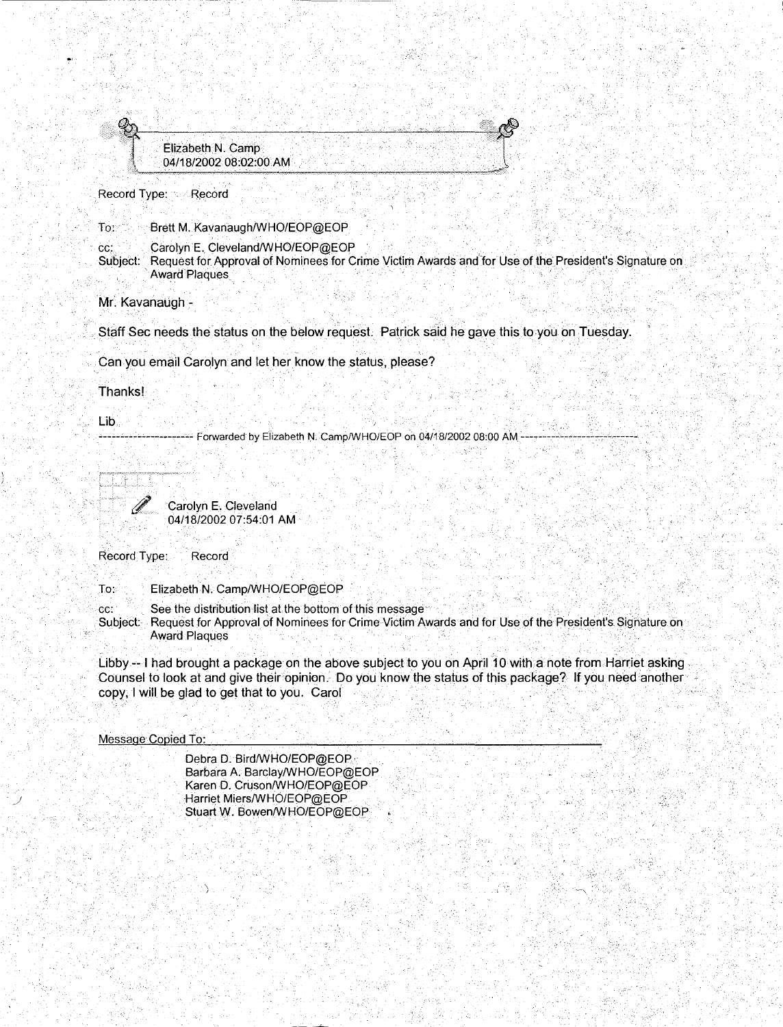Elizabeth N. Camp
04/18/2002 08:02:00 AM

Record Type: Record

To: Brett M. Kavanaugh/WHO/EOP@EOP

cc: Carolyn E. Cleveland/WHO/EOP@EOP

Subject: Request for Approval of Nominees for Crime Victim Awards and for Use of the President's Signature on Award Plaques

Mr. Kavanaugh -

Staff Sec needs the status on the below request. Patrick said he gave this to you on Tuesday.

Can you email Carolyn and let her know the status, please?

Thanks!

Lib

---------------------- Forwarded by Elizabeth N. Camp/WHO/EOP on 04/18/2002 08:00 AM ---------------------------

Carolyn E. Cleveland
04/18/2002 07:54:01 AM

Record Type: Record

To: Elizabeth N. Camp/WHO/EOP@EOP

cc: See the distribution list at the bottom of this message

Subject: Request for Approval of Nominees for Crime Victim Awards and for Use of the President's Signature on Award Plaques

Libby -- I had brought a package on the above subject to you on April 10 with a note from Harriet asking Counsel to look at and give their opinion. Do you know the status of this package? If you need another copy, I will be glad to get that to you. Carol

Message Copied To:

Debra D. Bird/WHO/EOP@EOP
Barbara A. Barclay/WHO/EOP@EOP
Karen D. Cruson/WHO/EOP@EOP
Harriet Miers/WHO/EOP@EOP
Stuart W. Bowen/WHO/EOP@EOP